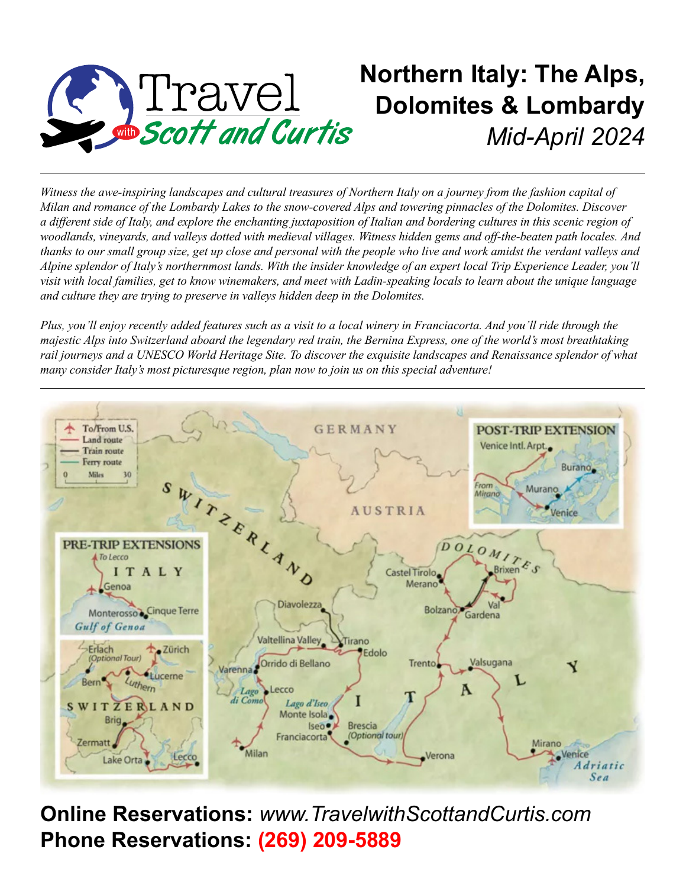# Northern Italy: The Alps, Dolomites & Lombardy

*Mid-April 2024*

*Witness the awe-inspiring landscapes and cultural treasures of Northern Italy on a journey from the fashion capital of Milan and romance of the Lombardy Lakes to the snow-covered Alps and towering pinnacles of the Dolomites. Discover a different side of Italy, and explore the enchanting juxtaposition of Italian and bordering cultures in this scenic region of woodlands, vineyards, and valleys dotted with medieval villages. Witness hidden gems and off-the-beaten path locales. And thanks to our small group size, get up close and personal with the people who live and work amidst the verdant valleys and Alpine splendor of Italy's northernmost lands. With the insider knowledge of an expert local Trip Experience Leader, you'll visit with local families, get to know winemakers, and meet with Ladin-speaking locals to learn about the unique language and culture they are trying to preserve in valleys hidden deep in the Dolomites.*

*Plus, you'll enjoy recently added features such as a visit to a local winery in Franciacorta. And you'll ride through the majestic Alps into Switzerland aboard the legendary red train, the Bernina Express, one of the world's most breathtaking rail journeys and a UNESCO World Heritage Site. To discover the exquisite landscapes and Renaissance splendor of what many consider Italy's most picturesque region, plan now to join us on this special adventure!*

**Online Reservations:** *www.TravelwithScottandCurtis.com*
**Phone Reservations:** **(269) 209-5889**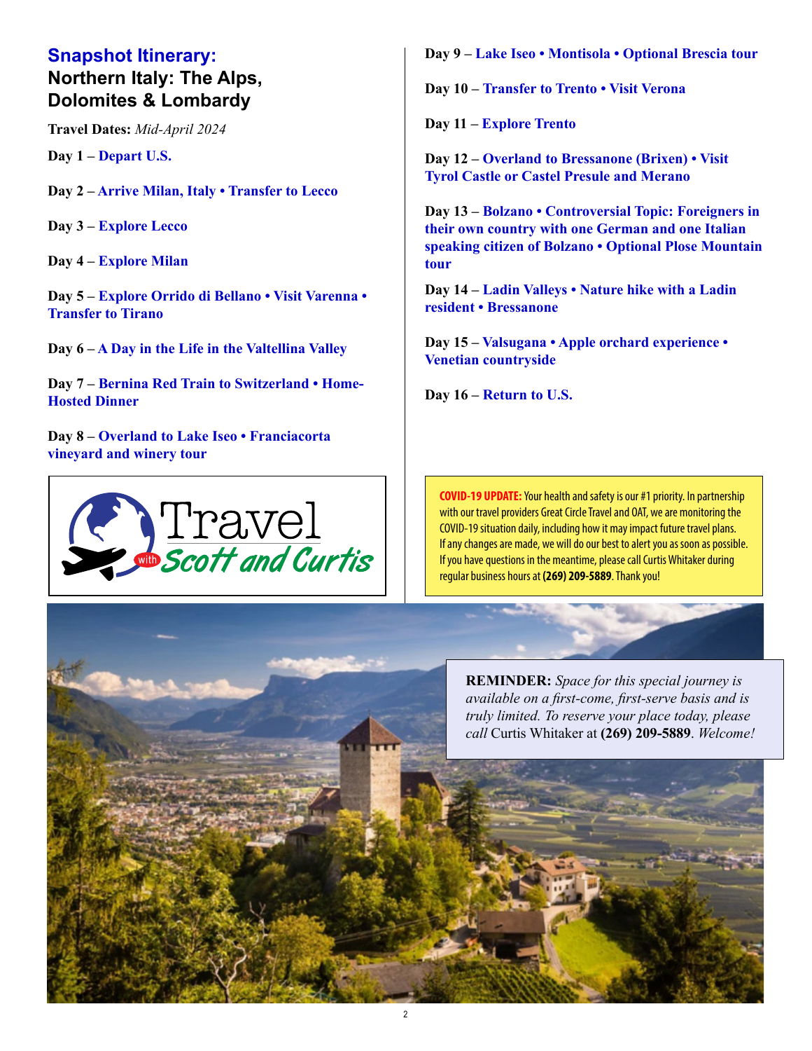## Snapshot Itinerary:
### Northern Italy: The Alps, Dolomites & Lombardy

**Travel Dates:** *Mid-April 2024*

**Day 1 –** Depart U.S.

**Day 2 –** Arrive Milan, Italy • Transfer to Lecco

**Day 3 –** Explore Lecco

**Day 4 –** Explore Milan

**Day 5 –** Explore Orrido di Bellano • Visit Varenna • Transfer to Tirano

**Day 6 –** A Day in the Life in the Valtellina Valley

**Day 7 –** Bernina Red Train to Switzerland • Home-Hosted Dinner

**Day 8 –** Overland to Lake Iseo • Franciacorta vineyard and winery tour

**Day 9 –** Lake Iseo • Montisola • Optional Brescia tour

**Day 10 –** Transfer to Trento • Visit Verona

**Day 11 –** Explore Trento

**Day 12 –** Overland to Bressanone (Brixen) • Visit Tyrol Castle or Castel Presule and Merano

**Day 13 –** Bolzano • Controversial Topic: Foreigners in their own country with one German and one Italian speaking citizen of Bolzano • Optional Plose Mountain tour

**Day 14 –** Ladin Valleys • Nature hike with a Ladin resident • Bressanone

**Day 15 –** Valsugana • Apple orchard experience • Venetian countryside

**Day 16 –** Return to U.S.

Travel with Scott and Curtis

**COVID-19 UPDATE:** Your health and safety is our #1 priority. In partnership with our travel providers Great Circle Travel and OAT, we are monitoring the COVID-19 situation daily, including how it may impact future travel plans. If any changes are made, we will do our best to alert you as soon as possible. If you have questions in the meantime, please call Curtis Whitaker during regular business hours at **(269) 209-5889**. Thank you!

**REMINDER:** *Space for this special journey is available on a first-come, first-serve basis and is truly limited. To reserve your place today, please call* Curtis Whitaker at **(269) 209-5889**. *Welcome!*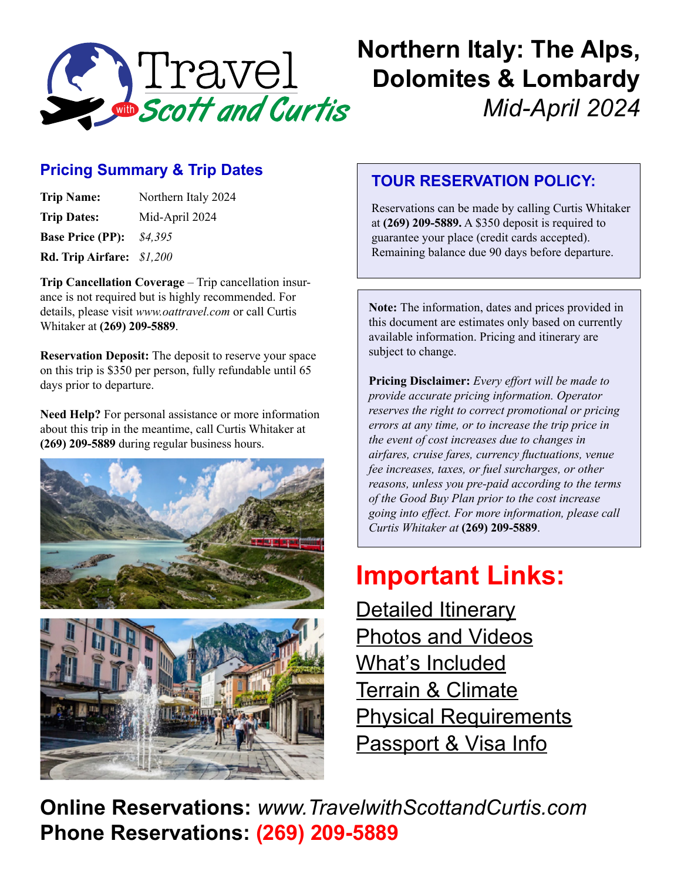Travel with Scott and Curtis

# Northern Italy: The Alps, Dolomites & Lombardy

*Mid-April 2024*

## Pricing Summary & Trip Dates

| | |
|---|---|
| **Trip Name:** | Northern Italy 2024 |
| **Trip Dates:** | Mid-April 2024 |
| **Base Price (PP):** | *$4,395* |
| **Rd. Trip Airfare:** | *$1,200* |

**Trip Cancellation Coverage** – Trip cancellation insurance is not required but is highly recommended. For details, please visit *www.oattravel.com* or call Curtis Whitaker at **(269) 209-5889**.

**Reservation Deposit:** The deposit to reserve your space on this trip is $350 per person, fully refundable until 65 days prior to departure.

**Need Help?** For personal assistance or more information about this trip in the meantime, call Curtis Whitaker at **(269) 209-5889** during regular business hours.

### TOUR RESERVATION POLICY:

Reservations can be made by calling Curtis Whitaker at **(269) 209-5889.** A $350 deposit is required to guarantee your place (credit cards accepted). Remaining balance due 90 days before departure.

**Note:** The information, dates and prices provided in this document are estimates only based on currently available information. Pricing and itinerary are subject to change.

**Pricing Disclaimer:** *Every effort will be made to provide accurate pricing information. Operator reserves the right to correct promotional or pricing errors at any time, or to increase the trip price in the event of cost increases due to changes in airfares, cruise fares, currency fluctuations, venue fee increases, taxes, or fuel surcharges, or other reasons, unless you pre-paid according to the terms of the Good Buy Plan prior to the cost increase going into effect. For more information, please call Curtis Whitaker at* **(269) 209-5889**.

## Important Links:

Detailed Itinerary

Photos and Videos

What's Included

Terrain & Climate

Physical Requirements

Passport & Visa Info

**Online Reservations:** *www.TravelwithScottandCurtis.com*

**Phone Reservations: (269) 209-5889**